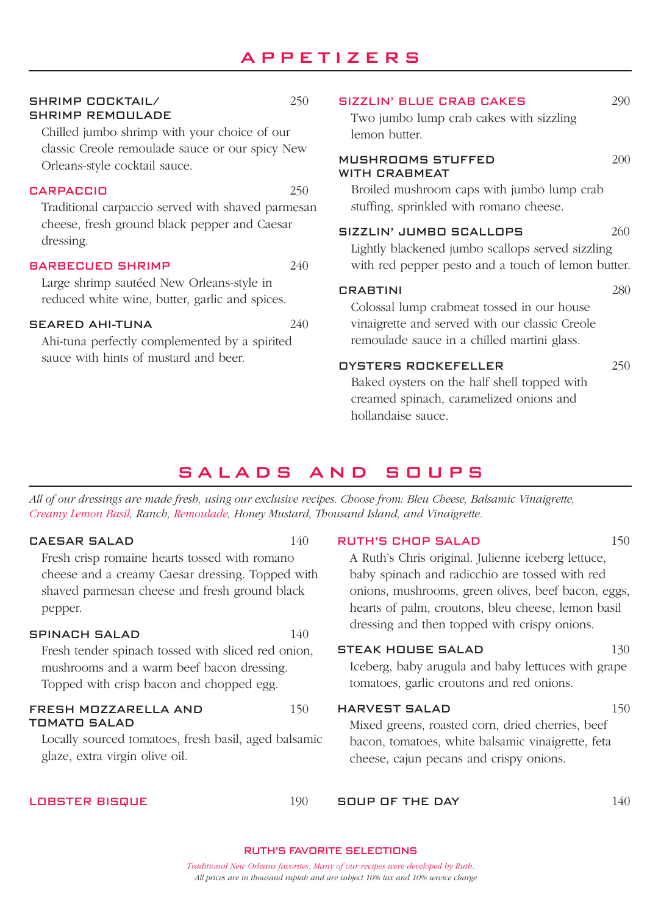# APPETIZERS

**SHRIMP COCKTAIL/ SHRIMP REMOULADE** 250
Chilled jumbo shrimp with your choice of our classic Creole remoulade sauce or our spicy New Orleans-style cocktail sauce.

**CARPACCIO** 250
Traditional carpaccio served with shaved parmesan cheese, fresh ground black pepper and Caesar dressing.

**BARBECUED SHRIMP** 240
Large shrimp sautéed New Orleans-style in reduced white wine, butter, garlic and spices.

**SEARED AHI-TUNA** 240
Ahi-tuna perfectly complemented by a spirited sauce with hints of mustard and beer.

**SIZZLIN' BLUE CRAB CAKES** 290
Two jumbo lump crab cakes with sizzling lemon butter.

**MUSHROOMS STUFFED WITH CRABMEAT** 200
Broiled mushroom caps with jumbo lump crab stuffing, sprinkled with romano cheese.

**SIZZLIN' JUMBO SCALLOPS** 260
Lightly blackened jumbo scallops served sizzling with red pepper pesto and a touch of lemon butter.

**CRABTINI** 280
Colossal lump crabmeat tossed in our house vinaigrette and served with our classic Creole remoulade sauce in a chilled martini glass.

**OYSTERS ROCKEFELLER** 250
Baked oysters on the half shell topped with creamed spinach, caramelized onions and hollandaise sauce.

# SALADS AND SOUPS

*All of our dressings are made fresh, using our exclusive recipes. Choose from: Bleu Cheese, Balsamic Vinaigrette, Creamy Lemon Basil, Ranch, Remoulade, Honey Mustard, Thousand Island, and Vinaigrette.*

**CAESAR SALAD** 140
Fresh crisp romaine hearts tossed with romano cheese and a creamy Caesar dressing. Topped with shaved parmesan cheese and fresh ground black pepper.

**SPINACH SALAD** 140
Fresh tender spinach tossed with sliced red onion, mushrooms and a warm beef bacon dressing. Topped with crisp bacon and chopped egg.

**FRESH MOZZARELLA AND TOMATO SALAD** 150
Locally sourced tomatoes, fresh basil, aged balsamic glaze, extra virgin olive oil.

**RUTH'S CHOP SALAD** 150
A Ruth's Chris original. Julienne iceberg lettuce, baby spinach and radicchio are tossed with red onions, mushrooms, green olives, beef bacon, eggs, hearts of palm, croutons, bleu cheese, lemon basil dressing and then topped with crispy onions.

**STEAK HOUSE SALAD** 130
Iceberg, baby arugula and baby lettuces with grape tomatoes, garlic croutons and red onions.

**HARVEST SALAD** 150
Mixed greens, roasted corn, dried cherries, beef bacon, tomatoes, white balsamic vinaigrette, feta cheese, cajun pecans and crispy onions.

**LOBSTER BISQUE** 190

**SOUP OF THE DAY** 140

**RUTH'S FAVORITE SELECTIONS**

*Traditional New Orleans favorites. Many of our recipes were developed by Ruth.*

*All prices are in thousand rupiah and are subject 10% tax and 10% service charge.*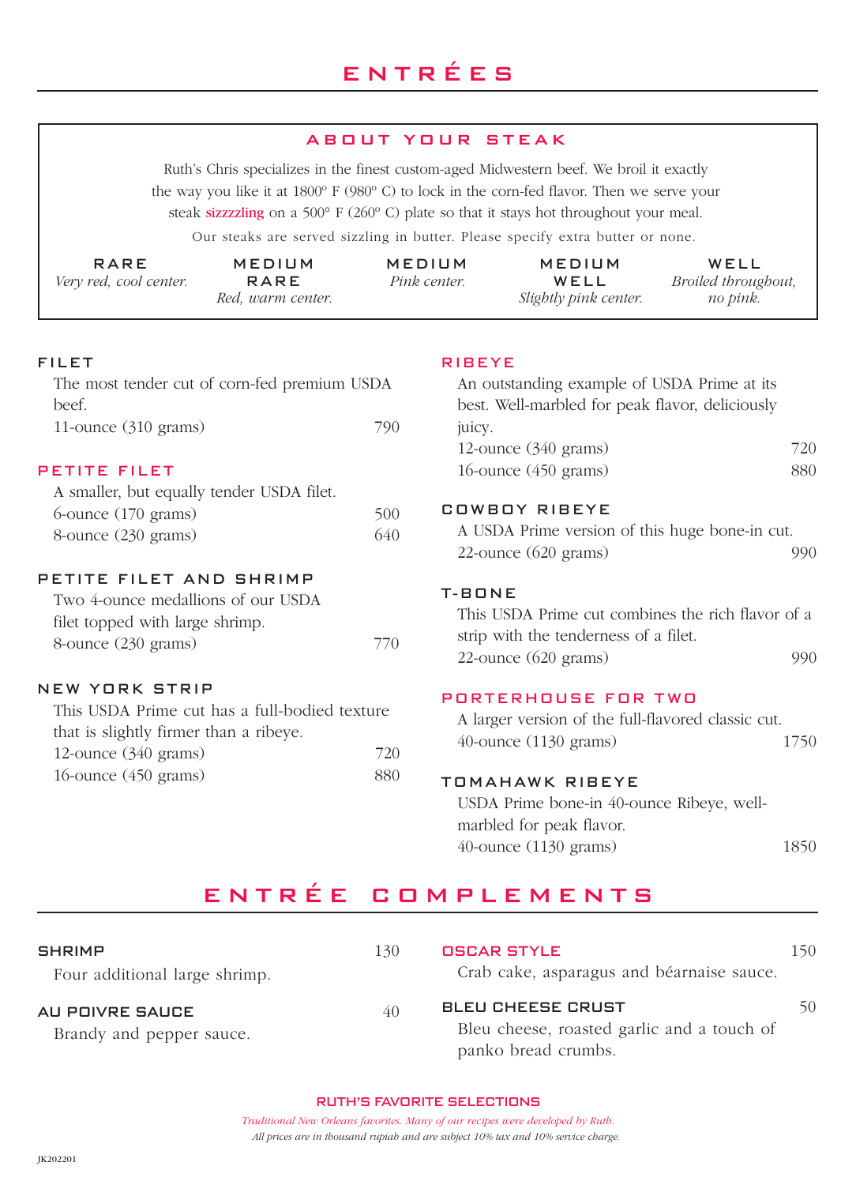# ENTRÉES

## ABOUT YOUR STEAK

Ruth's Chris specializes in the finest custom-aged Midwestern beef. We broil it exactly the way you like it at 1800º F (980º C) to lock in the corn-fed flavor. Then we serve your steak sizzzzling on a 500º F (260º C) plate so that it stays hot throughout your meal.

Our steaks are served sizzling in butter. Please specify extra butter or none.

| RARE | MEDIUM RARE | MEDIUM | MEDIUM WELL | WELL |
|---|---|---|---|---|
| *Very red, cool center.* | *Red, warm center.* | *Pink center.* | *Slightly pink center.* | *Broiled throughout, no pink.* |

### FILET

The most tender cut of corn-fed premium USDA beef.

11-ounce (310 grams) — 790

### PETITE FILET

A smaller, but equally tender USDA filet.

6-ounce (170 grams) — 500
8-ounce (230 grams) — 640

### PETITE FILET AND SHRIMP

Two 4-ounce medallions of our USDA filet topped with large shrimp.

8-ounce (230 grams) — 770

### NEW YORK STRIP

This USDA Prime cut has a full-bodied texture that is slightly firmer than a ribeye.

12-ounce (340 grams) — 720
16-ounce (450 grams) — 880

### RIBEYE

An outstanding example of USDA Prime at its best. Well-marbled for peak flavor, deliciously juicy.

12-ounce (340 grams) — 720
16-ounce (450 grams) — 880

### COWBOY RIBEYE

A USDA Prime version of this huge bone-in cut.

22-ounce (620 grams) — 990

### T-BONE

This USDA Prime cut combines the rich flavor of a strip with the tenderness of a filet.

22-ounce (620 grams) — 990

### PORTERHOUSE FOR TWO

A larger version of the full-flavored classic cut.

40-ounce (1130 grams) — 1750

### TOMAHAWK RIBEYE

USDA Prime bone-in 40-ounce Ribeye, well-marbled for peak flavor.

40-ounce (1130 grams) — 1850

# ENTRÉE COMPLEMENTS

### SHRIMP — 130

Four additional large shrimp.

### AU POIVRE SAUCE — 40

Brandy and pepper sauce.

### OSCAR STYLE — 150

Crab cake, asparagus and béarnaise sauce.

### BLEU CHEESE CRUST — 50

Bleu cheese, roasted garlic and a touch of panko bread crumbs.

**RUTH'S FAVORITE SELECTIONS**

*Traditional New Orleans favorites. Many of our recipes were developed by Ruth.*

*All prices are in thousand rupiah and are subject 10% tax and 10% service charge.*

JK202201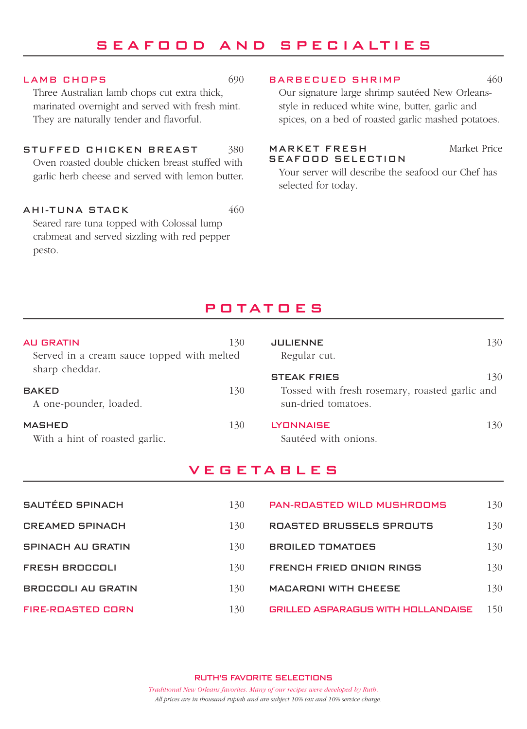# SEAFOOD AND SPECIALTIES

**LAMB CHOPS** 690
Three Australian lamb chops cut extra thick, marinated overnight and served with fresh mint. They are naturally tender and flavorful.

**STUFFED CHICKEN BREAST** 380
Oven roasted double chicken breast stuffed with garlic herb cheese and served with lemon butter.

**AHI-TUNA STACK** 460
Seared rare tuna topped with Colossal lump crabmeat and served sizzling with red pepper pesto.

**BARBECUED SHRIMP** 460
Our signature large shrimp sautéed New Orleans-style in reduced white wine, butter, garlic and spices, on a bed of roasted garlic mashed potatoes.

**MARKET FRESH SEAFOOD SELECTION** Market Price
Your server will describe the seafood our Chef has selected for today.

# POTATOES

**AU GRATIN** 130
Served in a cream sauce topped with melted sharp cheddar.

**BAKED** 130
A one-pounder, loaded.

**MASHED** 130
With a hint of roasted garlic.

**JULIENNE** 130
Regular cut.

**STEAK FRIES** 130
Tossed with fresh rosemary, roasted garlic and sun-dried tomatoes.

**LYONNAISE** 130
Sautéed with onions.

# VEGETABLES

| Item | Price |
|---|---|
| SAUTÉED SPINACH | 130 |
| CREAMED SPINACH | 130 |
| SPINACH AU GRATIN | 130 |
| FRESH BROCCOLI | 130 |
| BROCCOLI AU GRATIN | 130 |
| FIRE-ROASTED CORN | 130 |
| PAN-ROASTED WILD MUSHROOMS | 130 |
| ROASTED BRUSSELS SPROUTS | 130 |
| BROILED TOMATOES | 130 |
| FRENCH FRIED ONION RINGS | 130 |
| MACARONI WITH CHEESE | 130 |
| GRILLED ASPARAGUS WITH HOLLANDAISE | 150 |

**RUTH'S FAVORITE SELECTIONS**

*Traditional New Orleans favorites. Many of our recipes were developed by Ruth.*

*All prices are in thousand rupiah and are subject 10% tax and 10% service charge.*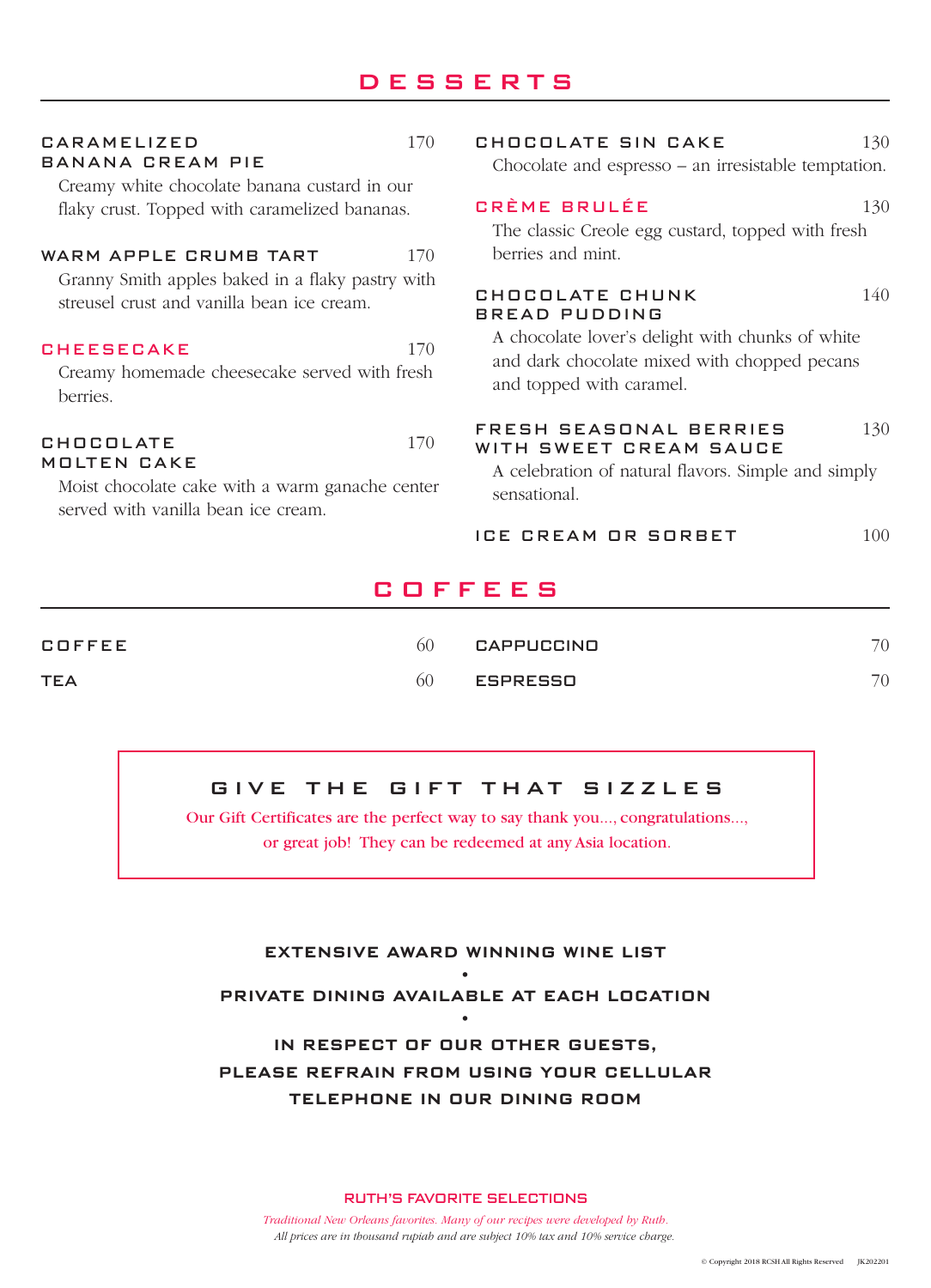# DESSERTS

**CARAMELIZED BANANA CREAM PIE** 170
Creamy white chocolate banana custard in our flaky crust. Topped with caramelized bananas.

**WARM APPLE CRUMB TART** 170
Granny Smith apples baked in a flaky pastry with streusel crust and vanilla bean ice cream.

**CHEESECAKE** 170
Creamy homemade cheesecake served with fresh berries.

**CHOCOLATE MOLTEN CAKE** 170
Moist chocolate cake with a warm ganache center served with vanilla bean ice cream.

**CHOCOLATE SIN CAKE** 130
Chocolate and espresso – an irresistable temptation.

**CRÈME BRULÉE** 130
The classic Creole egg custard, topped with fresh berries and mint.

**CHOCOLATE CHUNK BREAD PUDDING** 140
A chocolate lover's delight with chunks of white and dark chocolate mixed with chopped pecans and topped with caramel.

**FRESH SEASONAL BERRIES WITH SWEET CREAM SAUCE** 130
A celebration of natural flavors. Simple and simply sensational.

**ICE CREAM OR SORBET** 100

# COFFEES

**COFFEE** 60

**TEA** 60

**CAPPUCCINO** 70

**ESPRESSO** 70

## GIVE THE GIFT THAT SIZZLES

Our Gift Certificates are the perfect way to say thank you..., congratulations..., or great job! They can be redeemed at any Asia location.

**EXTENSIVE AWARD WINNING WINE LIST**

•

**PRIVATE DINING AVAILABLE AT EACH LOCATION**

•

**IN RESPECT OF OUR OTHER GUESTS, PLEASE REFRAIN FROM USING YOUR CELLULAR TELEPHONE IN OUR DINING ROOM**

**RUTH'S FAVORITE SELECTIONS**

*Traditional New Orleans favorites. Many of our recipes were developed by Ruth.*
*All prices are in thousand rupiah and are subject 10% tax and 10% service charge.*

© Copyright 2018 RCSH All Rights Reserved JK202201